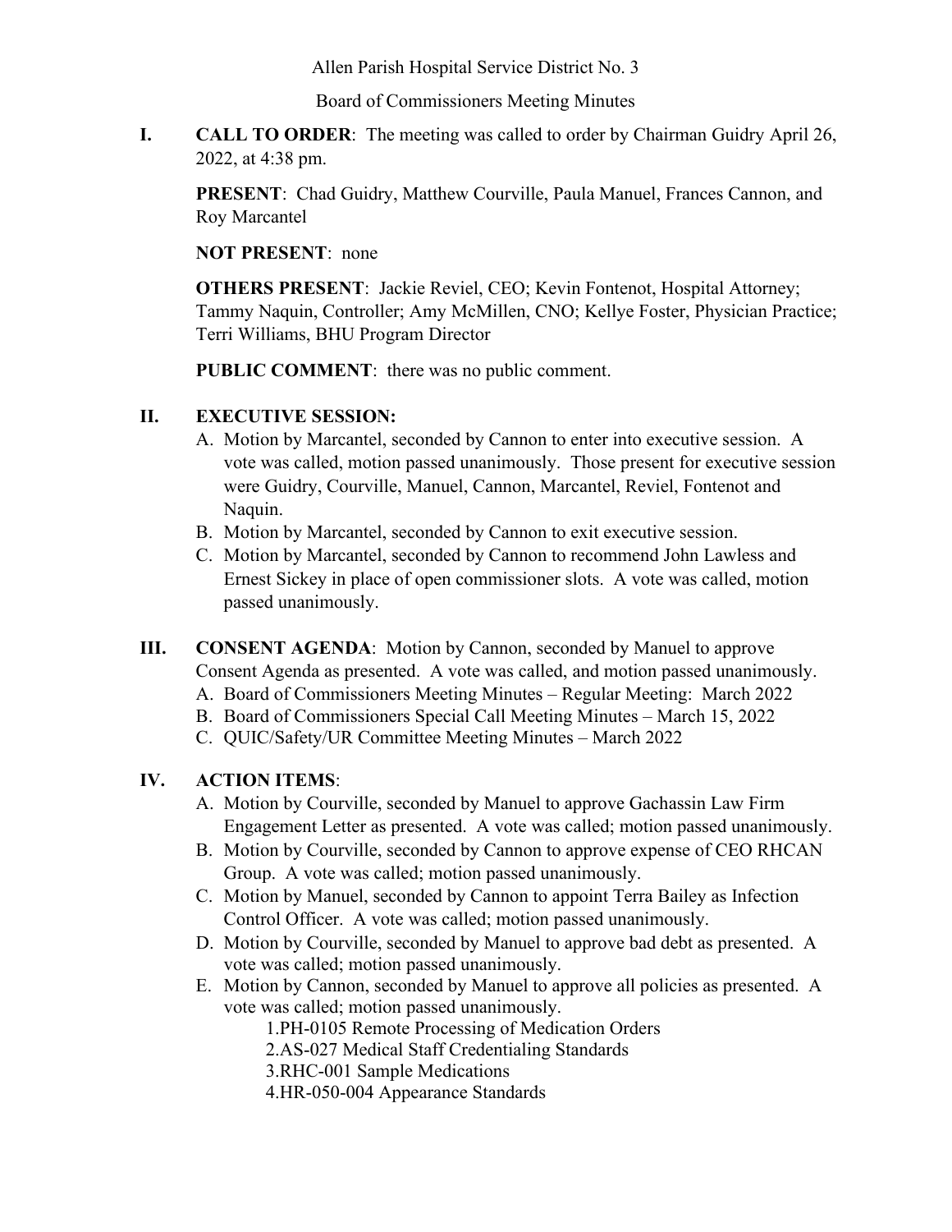Allen Parish Hospital Service District No. 3

Board of Commissioners Meeting Minutes

**I. CALL TO ORDER**: The meeting was called to order by Chairman Guidry April 26, 2022, at 4:38 pm.

**PRESENT**: Chad Guidry, Matthew Courville, Paula Manuel, Frances Cannon, and Roy Marcantel

**NOT PRESENT**: none

**OTHERS PRESENT**: Jackie Reviel, CEO; Kevin Fontenot, Hospital Attorney; Tammy Naquin, Controller; Amy McMillen, CNO; Kellye Foster, Physician Practice; Terri Williams, BHU Program Director

**PUBLIC COMMENT**: there was no public comment.

**II. EXECUTIVE SESSION:**

A. Motion by Marcantel, seconded by Cannon to enter into executive session. A vote was called, motion passed unanimously. Those present for executive session were Guidry, Courville, Manuel, Cannon, Marcantel, Reviel, Fontenot and Naquin.

B. Motion by Marcantel, seconded by Cannon to exit executive session.

C. Motion by Marcantel, seconded by Cannon to recommend John Lawless and Ernest Sickey in place of open commissioner slots. A vote was called, motion passed unanimously.

**III. CONSENT AGENDA**: Motion by Cannon, seconded by Manuel to approve Consent Agenda as presented. A vote was called, and motion passed unanimously.

A. Board of Commissioners Meeting Minutes – Regular Meeting: March 2022

B. Board of Commissioners Special Call Meeting Minutes – March 15, 2022

C. QUIC/Safety/UR Committee Meeting Minutes – March 2022

**IV. ACTION ITEMS**:

A. Motion by Courville, seconded by Manuel to approve Gachassin Law Firm Engagement Letter as presented. A vote was called; motion passed unanimously.

B. Motion by Courville, seconded by Cannon to approve expense of CEO RHCAN Group. A vote was called; motion passed unanimously.

C. Motion by Manuel, seconded by Cannon to appoint Terra Bailey as Infection Control Officer. A vote was called; motion passed unanimously.

D. Motion by Courville, seconded by Manuel to approve bad debt as presented. A vote was called; motion passed unanimously.

E. Motion by Cannon, seconded by Manuel to approve all policies as presented. A vote was called; motion passed unanimously.

1. PH-0105 Remote Processing of Medication Orders
2. AS-027 Medical Staff Credentialing Standards
3. RHC-001 Sample Medications
4. HR-050-004 Appearance Standards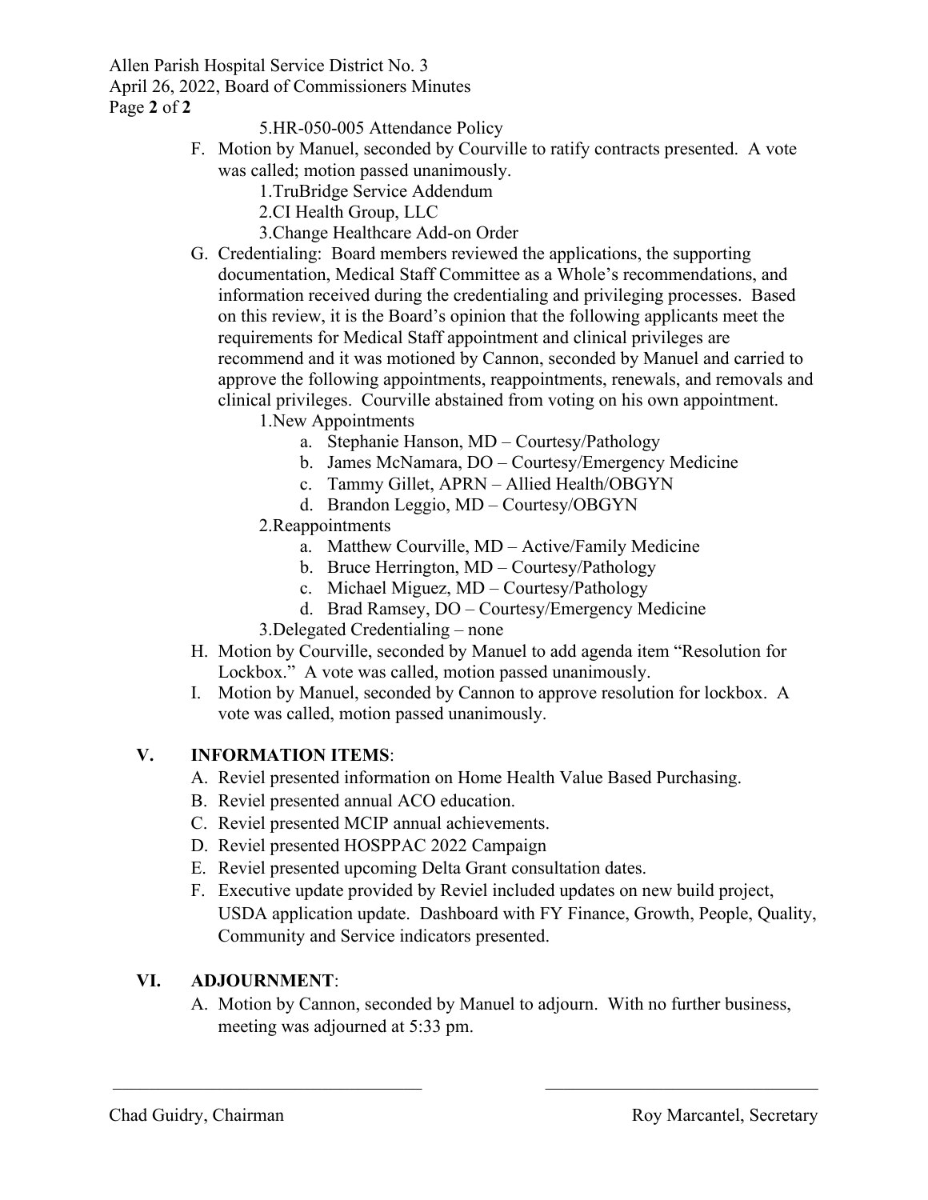5. HR-050-005 Attendance Policy

F. Motion by Manuel, seconded by Courville to ratify contracts presented. A vote was called; motion passed unanimously.
   1. TruBridge Service Addendum
   2. CI Health Group, LLC
   3. Change Healthcare Add-on Order

G. Credentialing: Board members reviewed the applications, the supporting documentation, Medical Staff Committee as a Whole's recommendations, and information received during the credentialing and privileging processes. Based on this review, it is the Board's opinion that the following applicants meet the requirements for Medical Staff appointment and clinical privileges are recommend and it was motioned by Cannon, seconded by Manuel and carried to approve the following appointments, reappointments, renewals, and removals and clinical privileges. Courville abstained from voting on his own appointment.
   1. New Appointments
      a. Stephanie Hanson, MD – Courtesy/Pathology
      b. James McNamara, DO – Courtesy/Emergency Medicine
      c. Tammy Gillet, APRN – Allied Health/OBGYN
      d. Brandon Leggio, MD – Courtesy/OBGYN
   2. Reappointments
      a. Matthew Courville, MD – Active/Family Medicine
      b. Bruce Herrington, MD – Courtesy/Pathology
      c. Michael Miguez, MD – Courtesy/Pathology
      d. Brad Ramsey, DO – Courtesy/Emergency Medicine
   3. Delegated Credentialing – none

H. Motion by Courville, seconded by Manuel to add agenda item "Resolution for Lockbox." A vote was called, motion passed unanimously.

I. Motion by Manuel, seconded by Cannon to approve resolution for lockbox. A vote was called, motion passed unanimously.

## V. INFORMATION ITEMS:

A. Reviel presented information on Home Health Value Based Purchasing.
B. Reviel presented annual ACO education.
C. Reviel presented MCIP annual achievements.
D. Reviel presented HOSPPAC 2022 Campaign
E. Reviel presented upcoming Delta Grant consultation dates.
F. Executive update provided by Reviel included updates on new build project, USDA application update. Dashboard with FY Finance, Growth, People, Quality, Community and Service indicators presented.

## VI. ADJOURNMENT:

A. Motion by Cannon, seconded by Manuel to adjourn. With no further business, meeting was adjourned at 5:33 pm.

\_\_\_\_\_\_\_\_\_\_\_\_\_\_\_\_\_\_\_\_\_\_\_\_\_\_\_\_\_\_
Chad Guidry, Chairman

\_\_\_\_\_\_\_\_\_\_\_\_\_\_\_\_\_\_\_\_\_\_\_\_\_\_\_\_\_\_
Roy Marcantel, Secretary